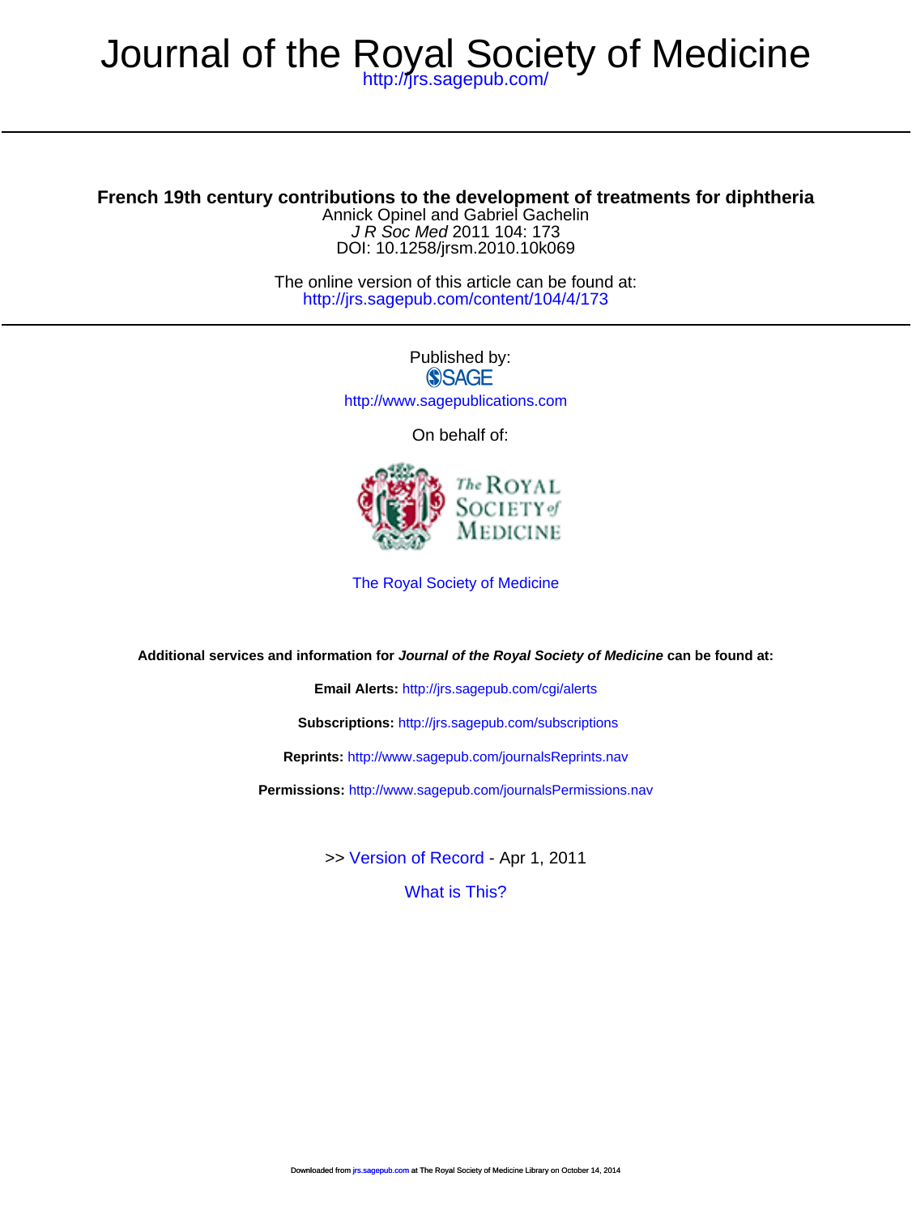# Journal of the Royal Society of Medicine

http://jrs.sagepub.com/

## French 19th century contributions to the development of treatments for diphtheria

Annick Opinel and Gabriel Gachelin

*J R Soc Med* 2011 104: 173

DOI: 10.1258/jrsm.2010.10k069

The online version of this article can be found at:

http://jrs.sagepub.com/content/104/4/173

Published by:

SAGE

http://www.sagepublications.com

On behalf of:

The Royal Society of Medicine

The Royal Society of Medicine

**Additional services and information for *Journal of the Royal Society of Medicine* can be found at:**

**Email Alerts:** http://jrs.sagepub.com/cgi/alerts

**Subscriptions:** http://jrs.sagepub.com/subscriptions

**Reprints:** http://www.sagepub.com/journalsReprints.nav

**Permissions:** http://www.sagepub.com/journalsPermissions.nav

>> Version of Record - Apr 1, 2011

What is This?

Downloaded from jrs.sagepub.com at The Royal Society of Medicine Library on October 14, 2014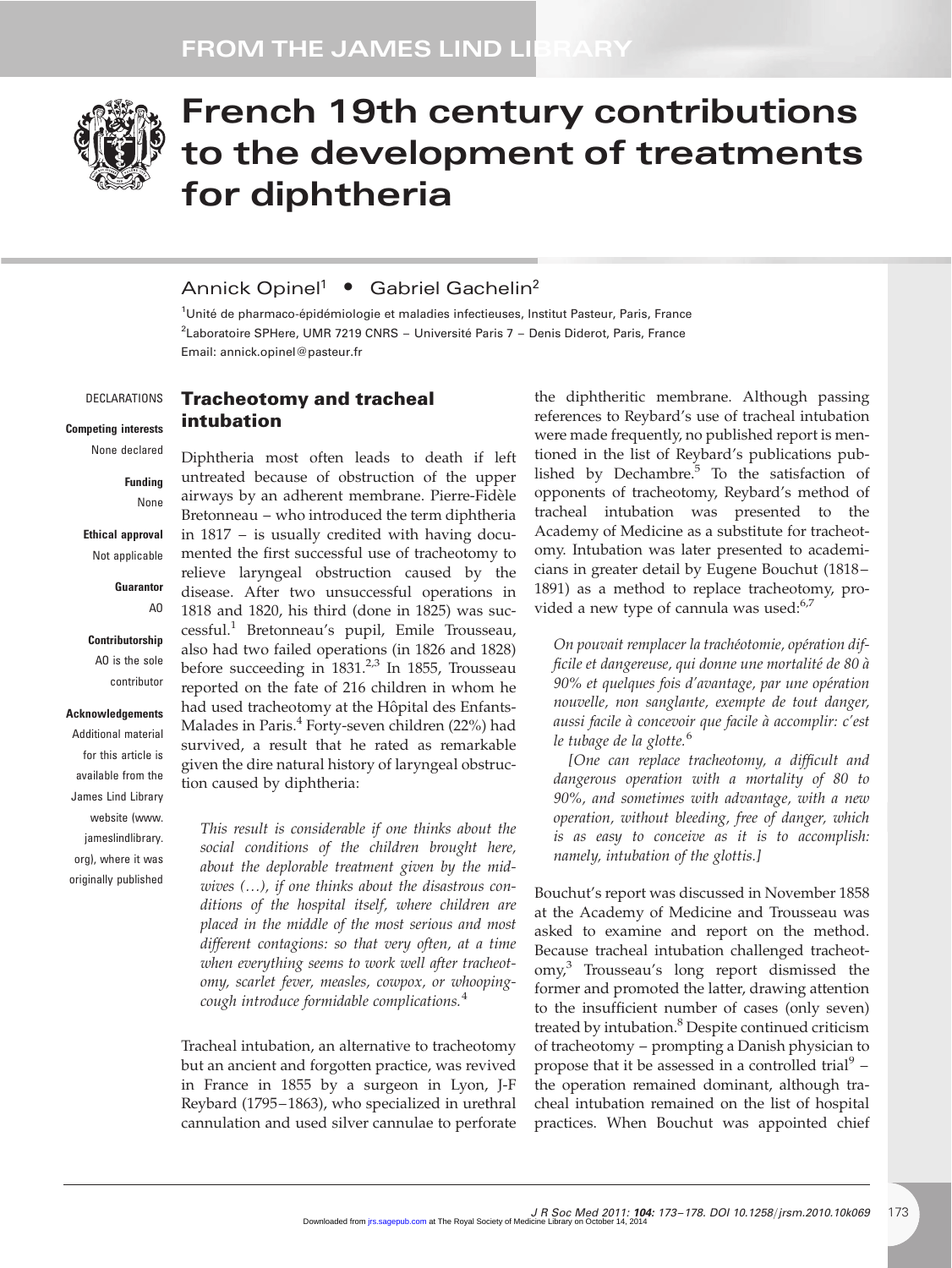## FROM THE JAMES LIND LIBRARY

# French 19th century contributions to the development of treatments for diphtheria

Annick Opinel[1] • Gabriel Gachelin[2]

[1]Unité de pharmaco-épidémiologie et maladies infectieuses, Institut Pasteur, Paris, France
[2]Laboratoire SPHere, UMR 7219 CNRS – Université Paris 7 – Denis Diderot, Paris, France
Email: annick.opinel@pasteur.fr

DECLARATIONS

**Competing interests**
None declared

**Funding**
None

**Ethical approval**
Not applicable

**Guarantor**
AO

**Contributorship**
AO is the sole contributor

**Acknowledgements**
Additional material for this article is available from the James Lind Library website (www.jameslindlibrary.org), where it was originally published

## Tracheotomy and tracheal intubation

Diphtheria most often leads to death if left untreated because of obstruction of the upper airways by an adherent membrane. Pierre-Fidèle Bretonneau – who introduced the term diphtheria in 1817 – is usually credited with having documented the first successful use of tracheotomy to relieve laryngeal obstruction caused by the disease. After two unsuccessful operations in 1818 and 1820, his third (done in 1825) was successful.[1] Bretonneau's pupil, Emile Trousseau, also had two failed operations (in 1826 and 1828) before succeeding in 1831.[2,3] In 1855, Trousseau reported on the fate of 216 children in whom he had used tracheotomy at the Hôpital des Enfants-Malades in Paris.[4] Forty-seven children (22%) had survived, a result that he rated as remarkable given the dire natural history of laryngeal obstruction caused by diphtheria:

> *This result is considerable if one thinks about the social conditions of the children brought here, about the deplorable treatment given by the midwives (…), if one thinks about the disastrous conditions of the hospital itself, where children are placed in the middle of the most serious and most different contagions: so that very often, at a time when everything seems to work well after tracheotomy, scarlet fever, measles, cowpox, or whooping-cough introduce formidable complications.*[4]

Tracheal intubation, an alternative to tracheotomy but an ancient and forgotten practice, was revived in France in 1855 by a surgeon in Lyon, J-F Reybard (1795–1863), who specialized in urethral cannulation and used silver cannulae to perforate the diphtheritic membrane. Although passing references to Reybard's use of tracheal intubation were made frequently, no published report is mentioned in the list of Reybard's publications published by Dechambre.[5] To the satisfaction of opponents of tracheotomy, Reybard's method of tracheal intubation was presented to the Academy of Medicine as a substitute for tracheotomy. Intubation was later presented to academicians in greater detail by Eugene Bouchut (1818–1891) as a method to replace tracheotomy, provided a new type of cannula was used:[6,7]

> *On pouvait remplacer la trachéotomie, opération difficile et dangereuse, qui donne une mortalité de 80 à 90% et quelques fois d'avantage, par une opération nouvelle, non sanglante, exempte de tout danger, aussi facile à concevoir que facile à accomplir: c'est le tubage de la glotte.*[6]
>
> *[One can replace tracheotomy, a difficult and dangerous operation with a mortality of 80 to 90%, and sometimes with advantage, with a new operation, without bleeding, free of danger, which is as easy to conceive as it is to accomplish: namely, intubation of the glottis.]*

Bouchut's report was discussed in November 1858 at the Academy of Medicine and Trousseau was asked to examine and report on the method. Because tracheal intubation challenged tracheotomy,[3] Trousseau's long report dismissed the former and promoted the latter, drawing attention to the insufficient number of cases (only seven) treated by intubation.[8] Despite continued criticism of tracheotomy – prompting a Danish physician to propose that it be assessed in a controlled trial[9] – the operation remained dominant, although tracheal intubation remained on the list of hospital practices. When Bouchut was appointed chief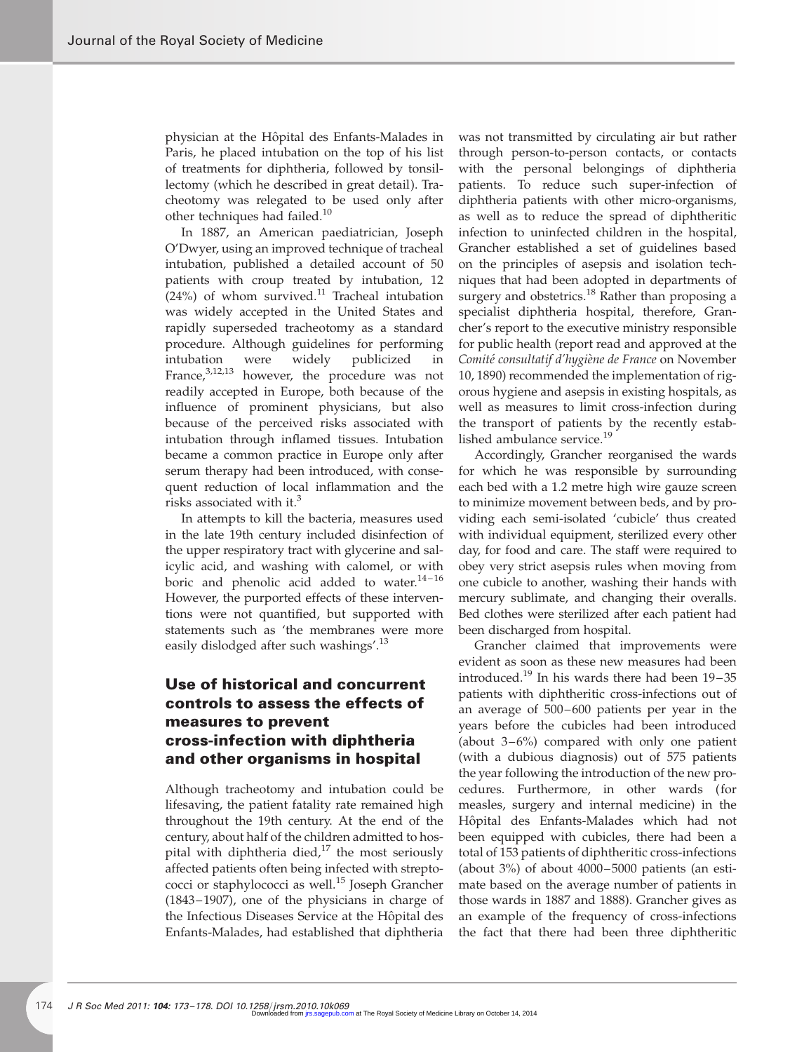physician at the Hôpital des Enfants-Malades in Paris, he placed intubation on the top of his list of treatments for diphtheria, followed by tonsillectomy (which he described in great detail). Tracheotomy was relegated to be used only after other techniques had failed.[10]

In 1887, an American paediatrician, Joseph O'Dwyer, using an improved technique of tracheal intubation, published a detailed account of 50 patients with croup treated by intubation, 12 (24%) of whom survived.[11] Tracheal intubation was widely accepted in the United States and rapidly superseded tracheotomy as a standard procedure. Although guidelines for performing intubation were widely publicized in France,[3,12,13] however, the procedure was not readily accepted in Europe, both because of the influence of prominent physicians, but also because of the perceived risks associated with intubation through inflamed tissues. Intubation became a common practice in Europe only after serum therapy had been introduced, with consequent reduction of local inflammation and the risks associated with it.[3]

In attempts to kill the bacteria, measures used in the late 19th century included disinfection of the upper respiratory tract with glycerine and salicylic acid, and washing with calomel, or with boric and phenolic acid added to water.[14–16] However, the purported effects of these interventions were not quantified, but supported with statements such as 'the membranes were more easily dislodged after such washings'.[13]

## Use of historical and concurrent controls to assess the effects of measures to prevent cross-infection with diphtheria and other organisms in hospital

Although tracheotomy and intubation could be lifesaving, the patient fatality rate remained high throughout the 19th century. At the end of the century, about half of the children admitted to hospital with diphtheria died,[17] the most seriously affected patients often being infected with streptococci or staphylococci as well.[15] Joseph Grancher (1843–1907), one of the physicians in charge of the Infectious Diseases Service at the Hôpital des Enfants-Malades, had established that diphtheria was not transmitted by circulating air but rather through person-to-person contacts, or contacts with the personal belongings of diphtheria patients. To reduce such super-infection of diphtheria patients with other micro-organisms, as well as to reduce the spread of diphtheritic infection to uninfected children in the hospital, Grancher established a set of guidelines based on the principles of asepsis and isolation techniques that had been adopted in departments of surgery and obstetrics.[18] Rather than proposing a specialist diphtheria hospital, therefore, Grancher's report to the executive ministry responsible for public health (report read and approved at the *Comité consultatif d'hygiène de France* on November 10, 1890) recommended the implementation of rigorous hygiene and asepsis in existing hospitals, as well as measures to limit cross-infection during the transport of patients by the recently established ambulance service.[19]

Accordingly, Grancher reorganised the wards for which he was responsible by surrounding each bed with a 1.2 metre high wire gauze screen to minimize movement between beds, and by providing each semi-isolated 'cubicle' thus created with individual equipment, sterilized every other day, for food and care. The staff were required to obey very strict asepsis rules when moving from one cubicle to another, washing their hands with mercury sublimate, and changing their overalls. Bed clothes were sterilized after each patient had been discharged from hospital.

Grancher claimed that improvements were evident as soon as these new measures had been introduced.[19] In his wards there had been 19–35 patients with diphtheritic cross-infections out of an average of 500–600 patients per year in the years before the cubicles had been introduced (about 3–6%) compared with only one patient (with a dubious diagnosis) out of 575 patients the year following the introduction of the new procedures. Furthermore, in other wards (for measles, surgery and internal medicine) in the Hôpital des Enfants-Malades which had not been equipped with cubicles, there had been a total of 153 patients of diphtheritic cross-infections (about 3%) of about 4000–5000 patients (an estimate based on the average number of patients in those wards in 1887 and 1888). Grancher gives as an example of the frequency of cross-infections the fact that there had been three diphtheritic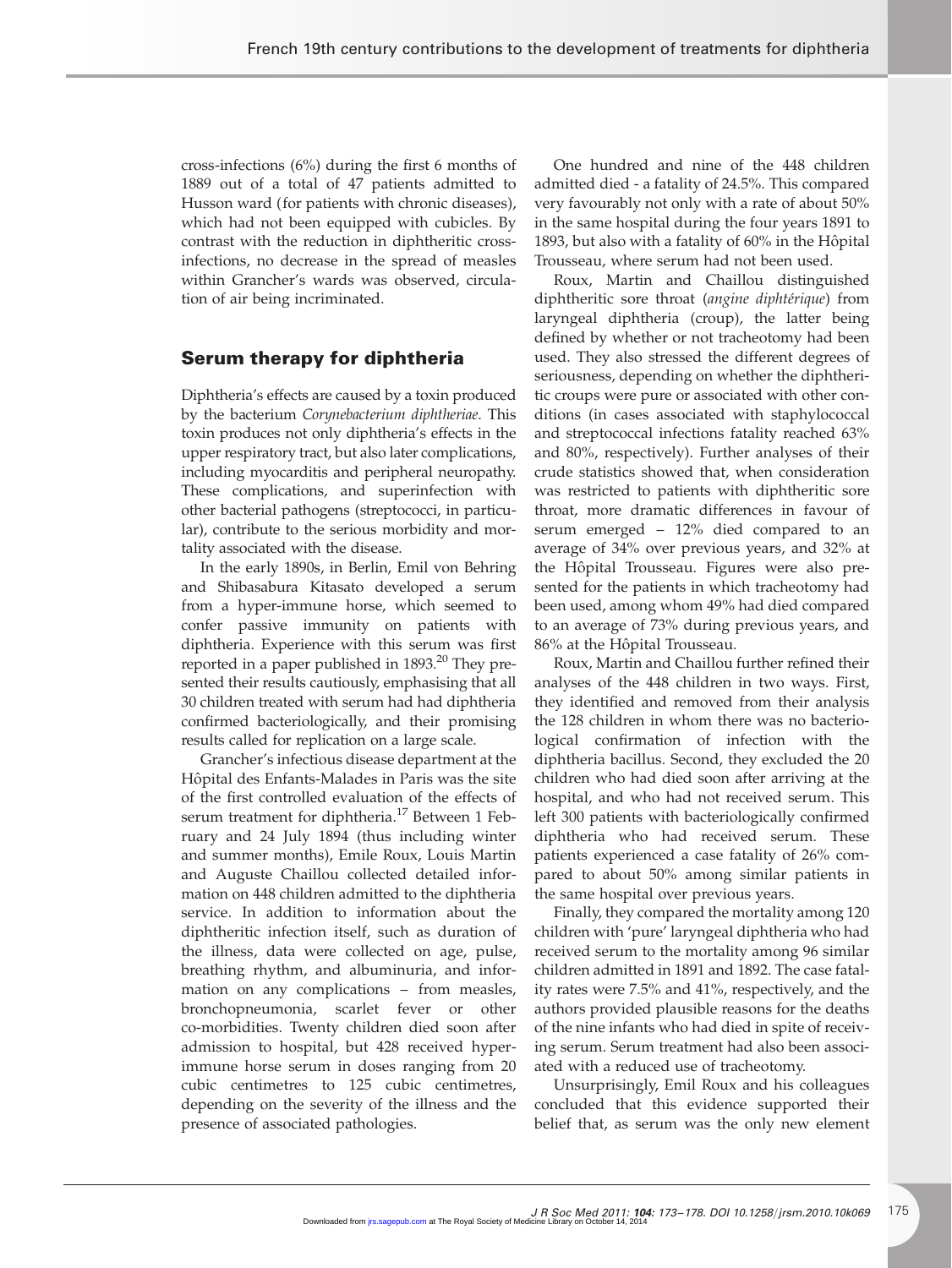cross-infections (6%) during the first 6 months of 1889 out of a total of 47 patients admitted to Husson ward (for patients with chronic diseases), which had not been equipped with cubicles. By contrast with the reduction in diphtheritic cross-infections, no decrease in the spread of measles within Grancher's wards was observed, circulation of air being incriminated.

## Serum therapy for diphtheria

Diphtheria's effects are caused by a toxin produced by the bacterium *Corynebacterium diphtheriae*. This toxin produces not only diphtheria's effects in the upper respiratory tract, but also later complications, including myocarditis and peripheral neuropathy. These complications, and superinfection with other bacterial pathogens (streptococci, in particular), contribute to the serious morbidity and mortality associated with the disease.

In the early 1890s, in Berlin, Emil von Behring and Shibasabura Kitasato developed a serum from a hyper-immune horse, which seemed to confer passive immunity on patients with diphtheria. Experience with this serum was first reported in a paper published in 1893.[20] They presented their results cautiously, emphasising that all 30 children treated with serum had had diphtheria confirmed bacteriologically, and their promising results called for replication on a large scale.

Grancher's infectious disease department at the Hôpital des Enfants-Malades in Paris was the site of the first controlled evaluation of the effects of serum treatment for diphtheria.[17] Between 1 February and 24 July 1894 (thus including winter and summer months), Emile Roux, Louis Martin and Auguste Chaillou collected detailed information on 448 children admitted to the diphtheria service. In addition to information about the diphtheritic infection itself, such as duration of the illness, data were collected on age, pulse, breathing rhythm, and albuminuria, and information on any complications – from measles, bronchopneumonia, scarlet fever or other co-morbidities. Twenty children died soon after admission to hospital, but 428 received hyper-immune horse serum in doses ranging from 20 cubic centimetres to 125 cubic centimetres, depending on the severity of the illness and the presence of associated pathologies.

One hundred and nine of the 448 children admitted died - a fatality of 24.5%. This compared very favourably not only with a rate of about 50% in the same hospital during the four years 1891 to 1893, but also with a fatality of 60% in the Hôpital Trousseau, where serum had not been used.

Roux, Martin and Chaillou distinguished diphtheritic sore throat (*angine diphtérique*) from laryngeal diphtheria (croup), the latter being defined by whether or not tracheotomy had been used. They also stressed the different degrees of seriousness, depending on whether the diphtheritic croups were pure or associated with other conditions (in cases associated with staphylococcal and streptococcal infections fatality reached 63% and 80%, respectively). Further analyses of their crude statistics showed that, when consideration was restricted to patients with diphtheritic sore throat, more dramatic differences in favour of serum emerged – 12% died compared to an average of 34% over previous years, and 32% at the Hôpital Trousseau. Figures were also presented for the patients in which tracheotomy had been used, among whom 49% had died compared to an average of 73% during previous years, and 86% at the Hôpital Trousseau.

Roux, Martin and Chaillou further refined their analyses of the 448 children in two ways. First, they identified and removed from their analysis the 128 children in whom there was no bacteriological confirmation of infection with the diphtheria bacillus. Second, they excluded the 20 children who had died soon after arriving at the hospital, and who had not received serum. This left 300 patients with bacteriologically confirmed diphtheria who had received serum. These patients experienced a case fatality of 26% compared to about 50% among similar patients in the same hospital over previous years.

Finally, they compared the mortality among 120 children with 'pure' laryngeal diphtheria who had received serum to the mortality among 96 similar children admitted in 1891 and 1892. The case fatality rates were 7.5% and 41%, respectively, and the authors provided plausible reasons for the deaths of the nine infants who had died in spite of receiving serum. Serum treatment had also been associated with a reduced use of tracheotomy.

Unsurprisingly, Emil Roux and his colleagues concluded that this evidence supported their belief that, as serum was the only new element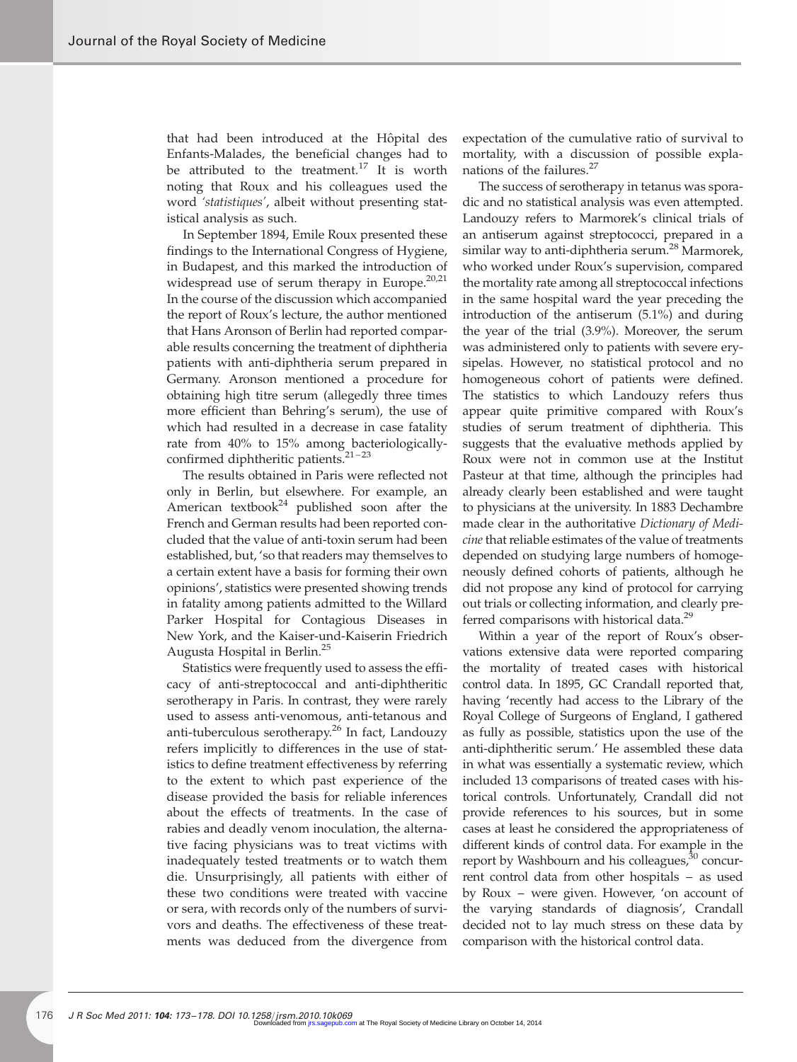that had been introduced at the Hôpital des Enfants-Malades, the beneficial changes had to be attributed to the treatment.[17] It is worth noting that Roux and his colleagues used the word *'statistiques'*, albeit without presenting statistical analysis as such.

In September 1894, Emile Roux presented these findings to the International Congress of Hygiene, in Budapest, and this marked the introduction of widespread use of serum therapy in Europe.[20,21] In the course of the discussion which accompanied the report of Roux's lecture, the author mentioned that Hans Aronson of Berlin had reported comparable results concerning the treatment of diphtheria patients with anti-diphtheria serum prepared in Germany. Aronson mentioned a procedure for obtaining high titre serum (allegedly three times more efficient than Behring's serum), the use of which had resulted in a decrease in case fatality rate from 40% to 15% among bacteriologically-confirmed diphtheritic patients.[21–23]

The results obtained in Paris were reflected not only in Berlin, but elsewhere. For example, an American textbook[24] published soon after the French and German results had been reported concluded that the value of anti-toxin serum had been established, but, 'so that readers may themselves to a certain extent have a basis for forming their own opinions', statistics were presented showing trends in fatality among patients admitted to the Willard Parker Hospital for Contagious Diseases in New York, and the Kaiser-und-Kaiserin Friedrich Augusta Hospital in Berlin.[25]

Statistics were frequently used to assess the efficacy of anti-streptococcal and anti-diphtheritic serotherapy in Paris. In contrast, they were rarely used to assess anti-venomous, anti-tetanous and anti-tuberculous serotherapy.[26] In fact, Landouzy refers implicitly to differences in the use of statistics to define treatment effectiveness by referring to the extent to which past experience of the disease provided the basis for reliable inferences about the effects of treatments. In the case of rabies and deadly venom inoculation, the alternative facing physicians was to treat victims with inadequately tested treatments or to watch them die. Unsurprisingly, all patients with either of these two conditions were treated with vaccine or sera, with records only of the numbers of survivors and deaths. The effectiveness of these treatments was deduced from the divergence from expectation of the cumulative ratio of survival to mortality, with a discussion of possible explanations of the failures.[27]

The success of serotherapy in tetanus was sporadic and no statistical analysis was even attempted. Landouzy refers to Marmorek's clinical trials of an antiserum against streptococci, prepared in a similar way to anti-diphtheria serum.[28] Marmorek, who worked under Roux's supervision, compared the mortality rate among all streptococcal infections in the same hospital ward the year preceding the introduction of the antiserum (5.1%) and during the year of the trial (3.9%). Moreover, the serum was administered only to patients with severe erysipelas. However, no statistical protocol and no homogeneous cohort of patients were defined. The statistics to which Landouzy refers thus appear quite primitive compared with Roux's studies of serum treatment of diphtheria. This suggests that the evaluative methods applied by Roux were not in common use at the Institut Pasteur at that time, although the principles had already clearly been established and were taught to physicians at the university. In 1883 Dechambre made clear in the authoritative *Dictionary of Medicine* that reliable estimates of the value of treatments depended on studying large numbers of homogeneously defined cohorts of patients, although he did not propose any kind of protocol for carrying out trials or collecting information, and clearly preferred comparisons with historical data.[29]

Within a year of the report of Roux's observations extensive data were reported comparing the mortality of treated cases with historical control data. In 1895, GC Crandall reported that, having 'recently had access to the Library of the Royal College of Surgeons of England, I gathered as fully as possible, statistics upon the use of the anti-diphtheritic serum.' He assembled these data in what was essentially a systematic review, which included 13 comparisons of treated cases with historical controls. Unfortunately, Crandall did not provide references to his sources, but in some cases at least he considered the appropriateness of different kinds of control data. For example in the report by Washbourn and his colleagues,[30] concurrent control data from other hospitals – as used by Roux – were given. However, 'on account of the varying standards of diagnosis', Crandall decided not to lay much stress on these data by comparison with the historical control data.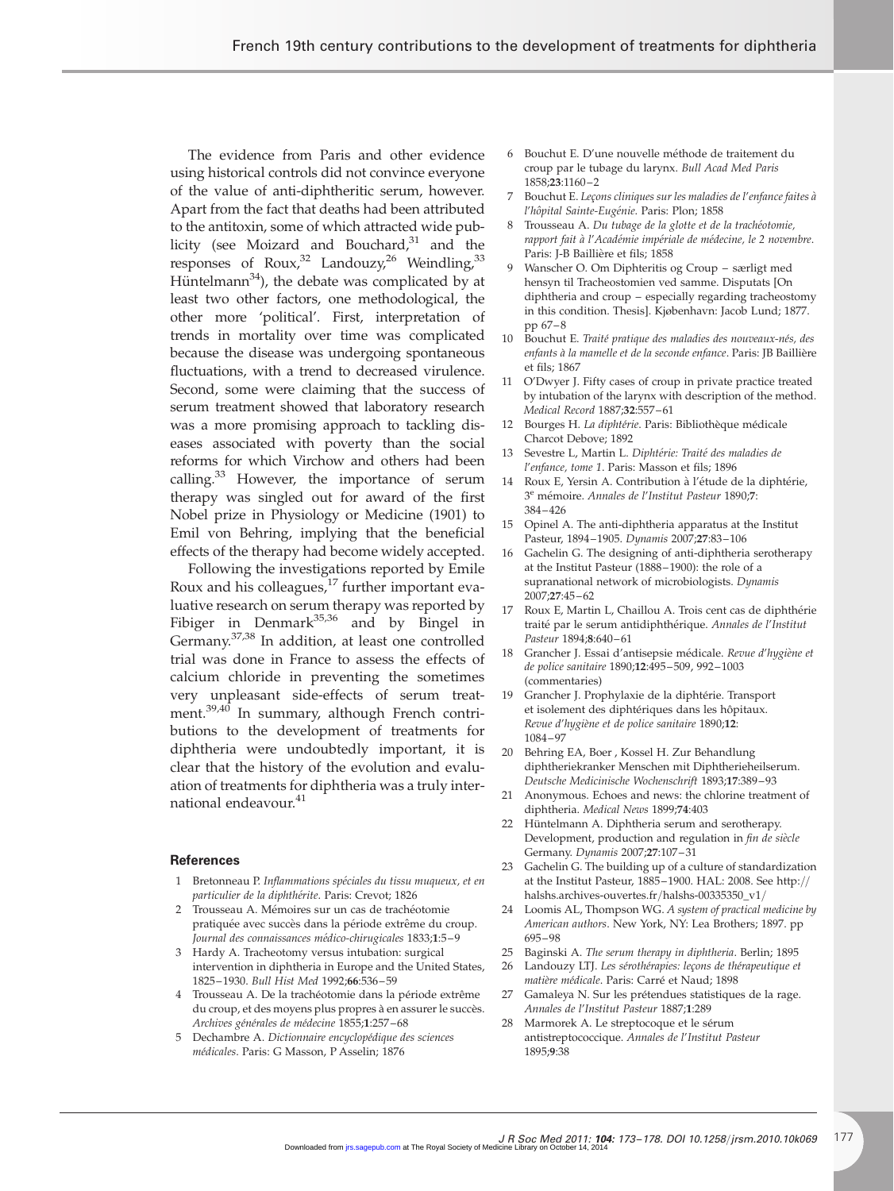The evidence from Paris and other evidence using historical controls did not convince everyone of the value of anti-diphtheritic serum, however. Apart from the fact that deaths had been attributed to the antitoxin, some of which attracted wide publicity (see Moizard and Bouchard,[31] and the responses of Roux,[32] Landouzy,[26] Weindling,[33] Hüntelmann[34]), the debate was complicated by at least two other factors, one methodological, the other more 'political'. First, interpretation of trends in mortality over time was complicated because the disease was undergoing spontaneous fluctuations, with a trend to decreased virulence. Second, some were claiming that the success of serum treatment showed that laboratory research was a more promising approach to tackling diseases associated with poverty than the social reforms for which Virchow and others had been calling.[33] However, the importance of serum therapy was singled out for award of the first Nobel prize in Physiology or Medicine (1901) to Emil von Behring, implying that the beneficial effects of the therapy had become widely accepted.

Following the investigations reported by Emile Roux and his colleagues,[17] further important evaluative research on serum therapy was reported by Fibiger in Denmark[35,36] and by Bingel in Germany.[37,38] In addition, at least one controlled trial was done in France to assess the effects of calcium chloride in preventing the sometimes very unpleasant side-effects of serum treatment.[39,40] In summary, although French contributions to the development of treatments for diphtheria were undoubtedly important, it is clear that the history of the evolution and evaluation of treatments for diphtheria was a truly international endeavour.[41]

## References

1. Bretonneau P. *Inflammations spéciales du tissu muqueux, et en particulier de la diphthérite*. Paris: Crevot; 1826
2. Trousseau A. Mémoires sur un cas de trachéotomie pratiquée avec succès dans la période extrême du croup. *Journal des connaissances médico-chirurgicales* 1833;**1**:5–9
3. Hardy A. Tracheotomy versus intubation: surgical intervention in diphtheria in Europe and the United States, 1825–1930. *Bull Hist Med* 1992;**66**:536–59
4. Trousseau A. De la trachéotomie dans la période extrême du croup, et des moyens plus propres à en assurer le succès. *Archives générales de médecine* 1855;**1**:257–68
5. Dechambre A. *Dictionnaire encyclopédique des sciences médicales*. Paris: G Masson, P Asselin; 1876
6. Bouchut E. D'une nouvelle méthode de traitement du croup par le tubage du larynx. *Bull Acad Med Paris* 1858;**23**:1160–2
7. Bouchut E. *Leçons cliniques sur les maladies de l'enfance faites à l'hôpital Sainte-Eugénie*. Paris: Plon; 1858
8. Trousseau A. *Du tubage de la glotte et de la trachéotomie, rapport fait à l'Académie impériale de médecine, le 2 novembre*. Paris: J-B Baillière et fils; 1858
9. Wanscher O. Om Diphteritis og Croup – særligt med hensyn til Tracheostomien ved samme. Disputats [On diphtheria and croup – especially regarding tracheostomy in this condition. Thesis]. København: Jacob Lund; 1877. pp 67–8
10. Bouchut E. *Traité pratique des maladies des nouveaux-nés, des enfants à la mamelle et de la seconde enfance*. Paris: JB Baillière et fils; 1867
11. O'Dwyer J. Fifty cases of croup in private practice treated by intubation of the larynx with description of the method. *Medical Record* 1887;**32**:557–61
12. Bourges H. *La diphtérie*. Paris: Bibliothèque médicale Charcot Debove; 1892
13. Sevestre L, Martin L. *Diphtérie: Traité des maladies de l'enfance, tome 1*. Paris: Masson et fils; 1896
14. Roux E, Yersin A. Contribution à l'étude de la diphtérie, 3e mémoire. *Annales de l'Institut Pasteur* 1890;**7**: 384–426
15. Opinel A. The anti-diphtheria apparatus at the Institut Pasteur, 1894–1905. *Dynamis* 2007;**27**:83–106
16. Gachelin G. The designing of anti-diphtheria serotherapy at the Institut Pasteur (1888–1900): the role of a supranational network of microbiologists. *Dynamis* 2007;**27**:45–62
17. Roux E, Martin L, Chaillou A. Trois cent cas de diphthérie traité par le serum antidiphthérique. *Annales de l'Institut Pasteur* 1894;**8**:640–61
18. Grancher J. Essai d'antisepsie médicale. *Revue d'hygiène et de police sanitaire* 1890;**12**:495–509, 992–1003 (commentaries)
19. Grancher J. Prophylaxie de la diphtérie. Transport et isolement des diphtériques dans les hôpitaux. *Revue d'hygiène et de police sanitaire* 1890;**12**: 1084–97
20. Behring EA, Boer , Kossel H. Zur Behandlung diphtheriekranker Menschen mit Diphtherieheilserum. *Deutsche Medicinische Wochenschrift* 1893;**17**:389–93
21. Anonymous. Echoes and news: the chlorine treatment of diphtheria. *Medical News* 1899;**74**:403
22. Hüntelmann A. Diphtheria serum and serotherapy. Development, production and regulation in *fin de siècle* Germany. *Dynamis* 2007;**27**:107–31
23. Gachelin G. The building up of a culture of standardization at the Institut Pasteur, 1885–1900. HAL: 2008. See http://halshs.archives-ouvertes.fr/halshs-00335350_v1/
24. Loomis AL, Thompson WG. *A system of practical medicine by American authors*. New York, NY: Lea Brothers; 1897. pp 695–98
25. Baginski A. *The serum therapy in diphtheria*. Berlin; 1895
26. Landouzy LTJ. *Les sérothérapies: leçons de thérapeutique et matière médicale*. Paris: Carré et Naud; 1898
27. Gamaleya N. Sur les prétendues statistiques de la rage. *Annales de l'Institut Pasteur* 1887;**1**:289
28. Marmorek A. Le streptocoque et le sérum antistreptococcique. *Annales de l'Institut Pasteur* 1895;**9**:38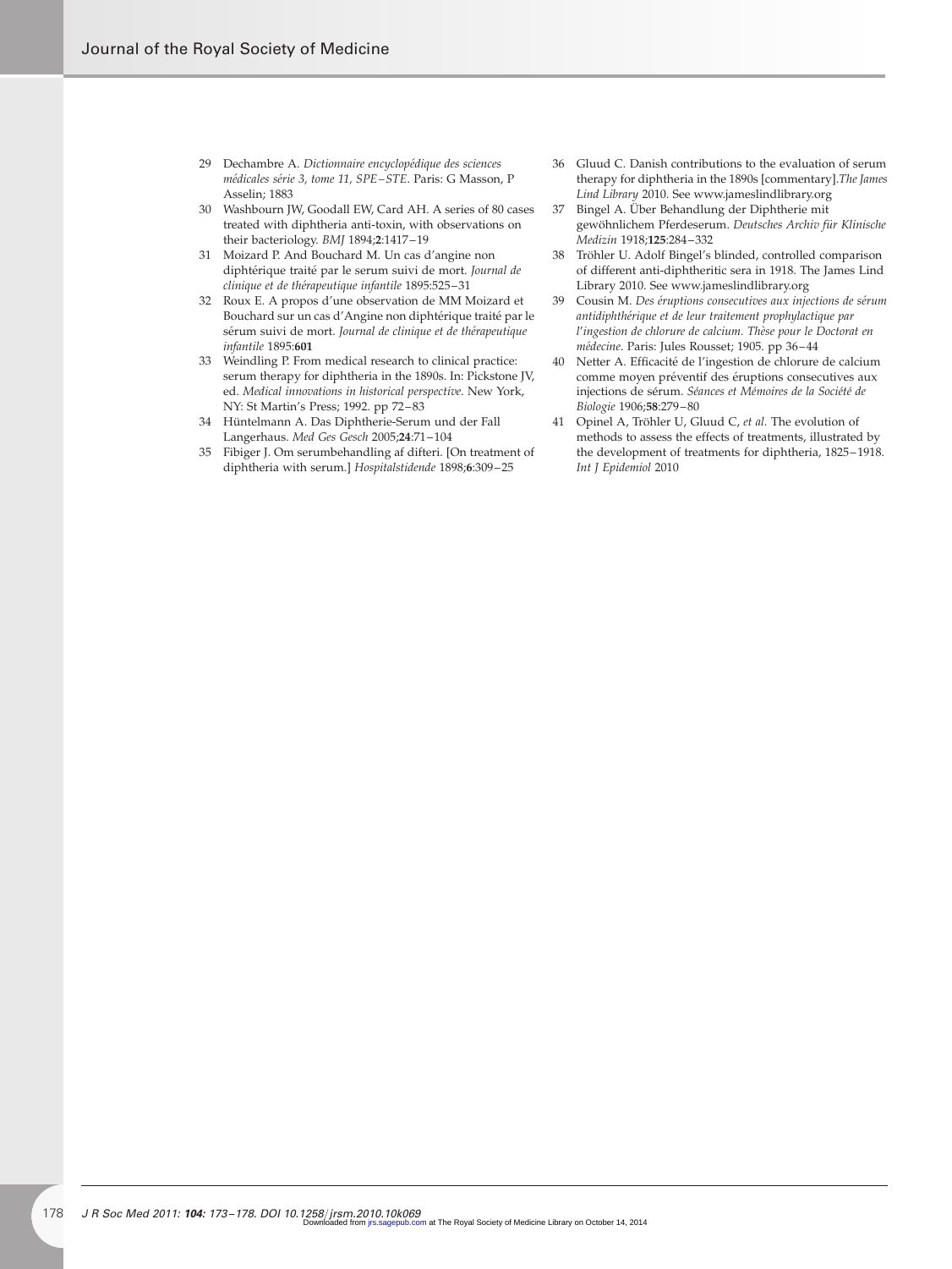29 Dechambre A. *Dictionnaire encyclopédique des sciences médicales série 3, tome 11, SPE–STE*. Paris: G Masson, P Asselin; 1883

30 Washbourn JW, Goodall EW, Card AH. A series of 80 cases treated with diphtheria anti-toxin, with observations on their bacteriology. *BMJ* 1894;**2**:1417–19

31 Moizard P. And Bouchard M. Un cas d'angine non diphtérique traité par le serum suivi de mort. *Journal de clinique et de thérapeutique infantile* 1895:525–31

32 Roux E. A propos d'une observation de MM Moizard et Bouchard sur un cas d'Angine non diphtérique traité par le sérum suivi de mort. *Journal de clinique et de thérapeutique infantile* 1895:**601**

33 Weindling P. From medical research to clinical practice: serum therapy for diphtheria in the 1890s. In: Pickstone JV, ed. *Medical innovations in historical perspective*. New York, NY: St Martin's Press; 1992. pp 72–83

34 Hüntelmann A. Das Diphtherie-Serum und der Fall Langerhaus. *Med Ges Gesch* 2005;**24**:71–104

35 Fibiger J. Om serumbehandling af difteri. [On treatment of diphtheria with serum.] *Hospitalstidende* 1898;**6**:309–25

36 Gluud C. Danish contributions to the evaluation of serum therapy for diphtheria in the 1890s [commentary].*The James Lind Library* 2010. See www.jameslindlibrary.org

37 Bingel A. Über Behandlung der Diphtherie mit gewöhnlichem Pferdeserum. *Deutsches Archiv für Klinische Medizin* 1918;**125**:284–332

38 Tröhler U. Adolf Bingel's blinded, controlled comparison of different anti-diphtheritic sera in 1918. The James Lind Library 2010. See www.jameslindlibrary.org

39 Cousin M. *Des éruptions consecutives aux injections de sérum antidiphthérique et de leur traitement prophylactique par l'ingestion de chlorure de calcium. Thèse pour le Doctorat en médecine*. Paris: Jules Rousset; 1905. pp 36–44

40 Netter A. Efficacité de l'ingestion de chlorure de calcium comme moyen préventif des éruptions consecutives aux injections de sérum. *Séances et Mémoires de la Société de Biologie* 1906;**58**:279–80

41 Opinel A, Tröhler U, Gluud C, *et al.* The evolution of methods to assess the effects of treatments, illustrated by the development of treatments for diphtheria, 1825–1918. *Int J Epidemiol* 2010